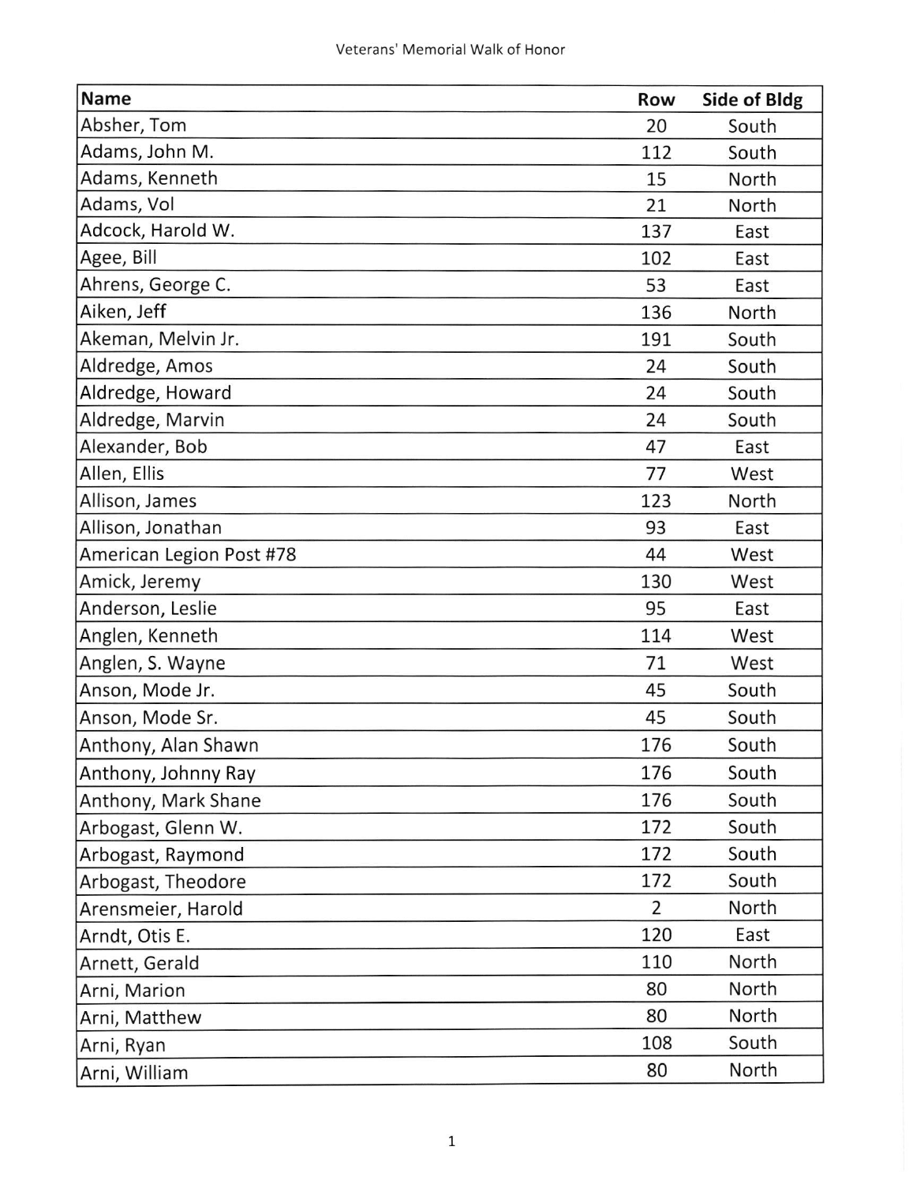| Name | Row | Side of Bldg |
|---|---|---|
| Absher, Tom | 20 | South |
| Adams, John M. | 112 | South |
| Adams, Kenneth | 15 | North |
| Adams, Vol | 21 | North |
| Adcock, Harold W. | 137 | East |
| Agee, Bill | 102 | East |
| Ahrens, George C. | 53 | East |
| Aiken, Jeff | 136 | North |
| Akeman, Melvin Jr. | 191 | South |
| Aldredge, Amos | 24 | South |
| Aldredge, Howard | 24 | South |
| Aldredge, Marvin | 24 | South |
| Alexander, Bob | 47 | East |
| Allen, Ellis | 77 | West |
| Allison, James | 123 | North |
| Allison, Jonathan | 93 | East |
| American Legion Post #78 | 44 | West |
| Amick, Jeremy | 130 | West |
| Anderson, Leslie | 95 | East |
| Anglen, Kenneth | 114 | West |
| Anglen, S. Wayne | 71 | West |
| Anson, Mode Jr. | 45 | South |
| Anson, Mode Sr. | 45 | South |
| Anthony, Alan Shawn | 176 | South |
| Anthony, Johnny Ray | 176 | South |
| Anthony, Mark Shane | 176 | South |
| Arbogast, Glenn W. | 172 | South |
| Arbogast, Raymond | 172 | South |
| Arbogast, Theodore | 172 | South |
| Arensmeier, Harold | 2 | North |
| Arndt, Otis E. | 120 | East |
| Arnett, Gerald | 110 | North |
| Arni, Marion | 80 | North |
| Arni, Matthew | 80 | North |
| Arni, Ryan | 108 | South |
| Arni, William | 80 | North |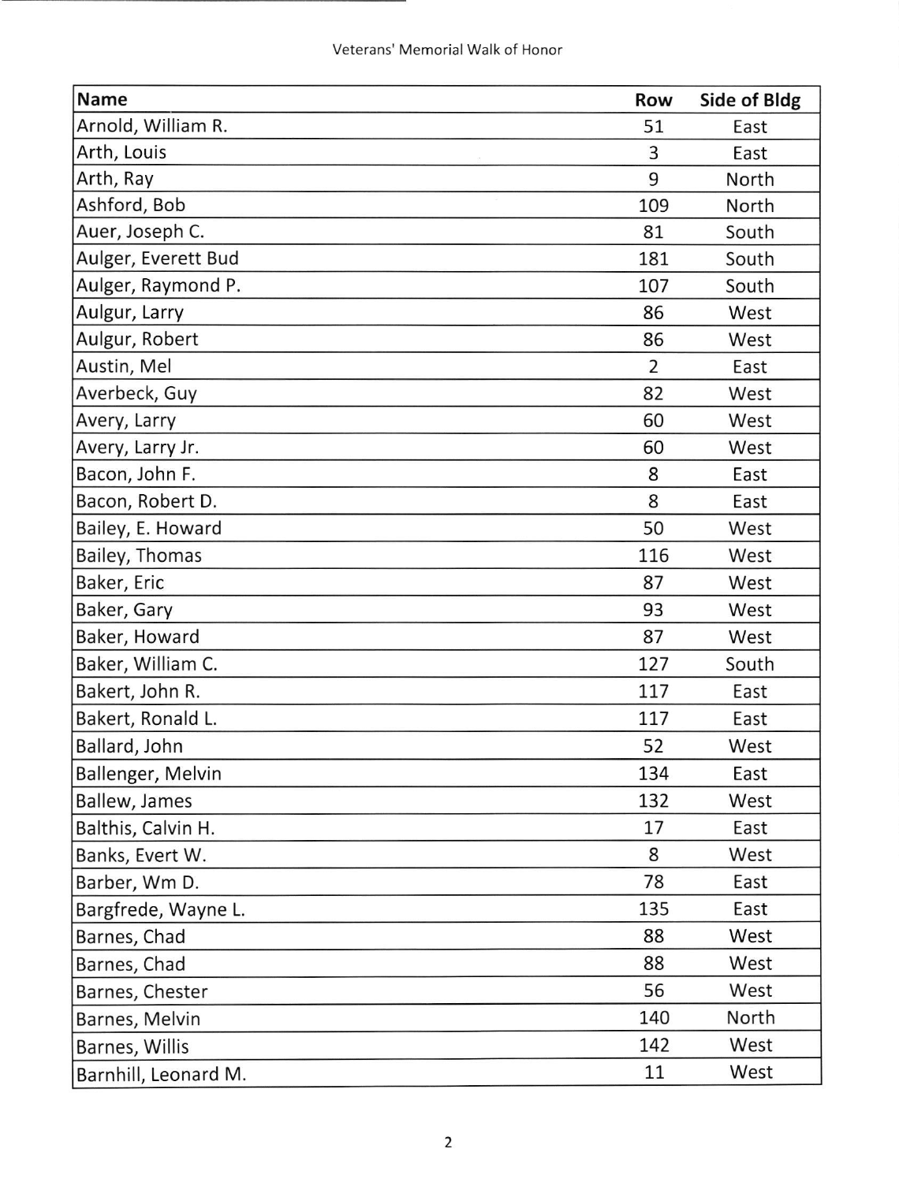| Name | Row | Side of Bldg |
|---|---|---|
| Arnold, William R. | 51 | East |
| Arth, Louis | 3 | East |
| Arth, Ray | 9 | North |
| Ashford, Bob | 109 | North |
| Auer, Joseph C. | 81 | South |
| Aulger, Everett Bud | 181 | South |
| Aulger, Raymond P. | 107 | South |
| Aulgur, Larry | 86 | West |
| Aulgur, Robert | 86 | West |
| Austin, Mel | 2 | East |
| Averbeck, Guy | 82 | West |
| Avery, Larry | 60 | West |
| Avery, Larry Jr. | 60 | West |
| Bacon, John F. | 8 | East |
| Bacon, Robert D. | 8 | East |
| Bailey, E. Howard | 50 | West |
| Bailey, Thomas | 116 | West |
| Baker, Eric | 87 | West |
| Baker, Gary | 93 | West |
| Baker, Howard | 87 | West |
| Baker, William C. | 127 | South |
| Bakert, John R. | 117 | East |
| Bakert, Ronald L. | 117 | East |
| Ballard, John | 52 | West |
| Ballenger, Melvin | 134 | East |
| Ballew, James | 132 | West |
| Balthis, Calvin H. | 17 | East |
| Banks, Evert W. | 8 | West |
| Barber, Wm D. | 78 | East |
| Bargfrede, Wayne L. | 135 | East |
| Barnes, Chad | 88 | West |
| Barnes, Chad | 88 | West |
| Barnes, Chester | 56 | West |
| Barnes, Melvin | 140 | North |
| Barnes, Willis | 142 | West |
| Barnhill, Leonard M. | 11 | West |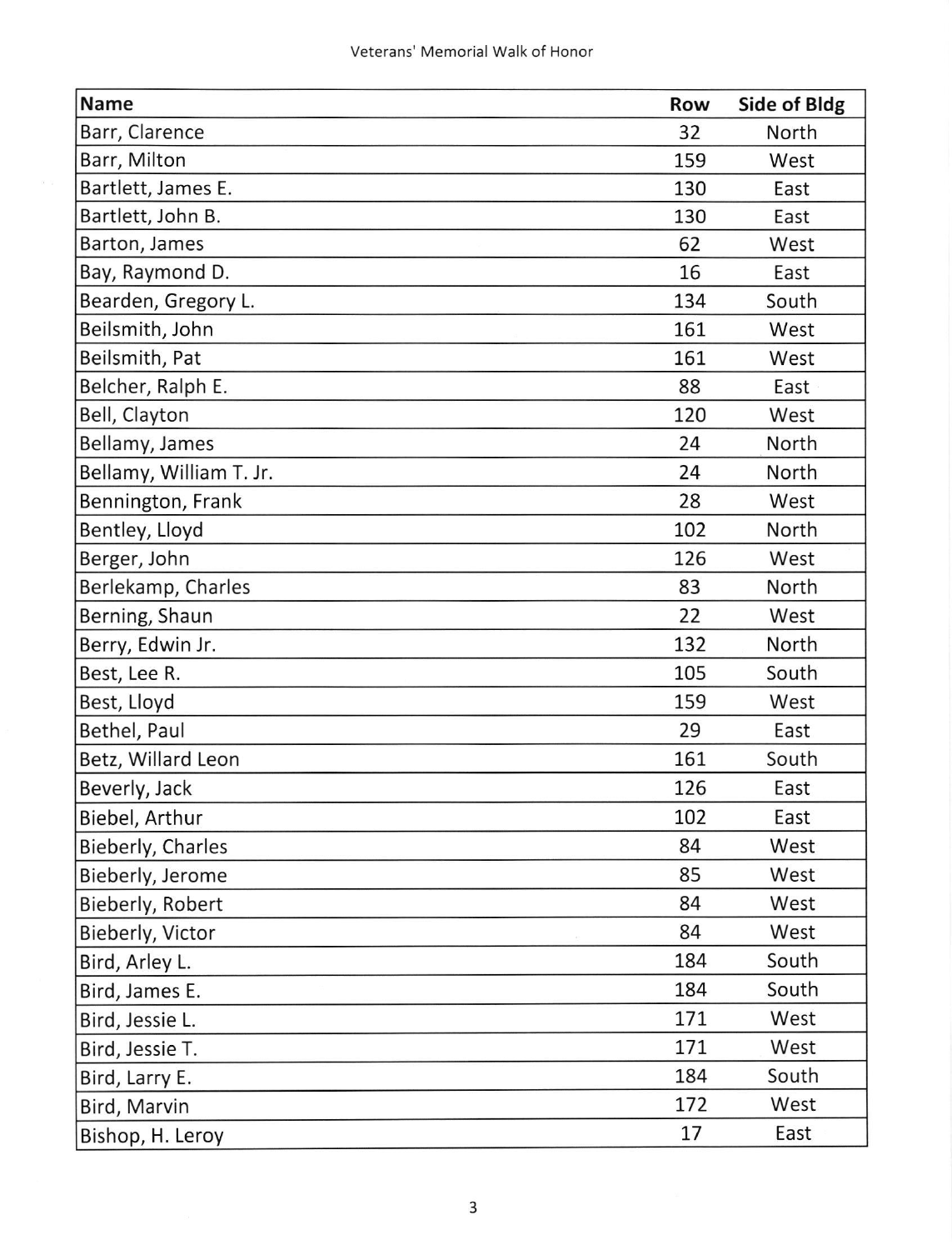| Name | Row | Side of Bldg |
|---|---|---|
| Barr, Clarence | 32 | North |
| Barr, Milton | 159 | West |
| Bartlett, James E. | 130 | East |
| Bartlett, John B. | 130 | East |
| Barton, James | 62 | West |
| Bay, Raymond D. | 16 | East |
| Bearden, Gregory L. | 134 | South |
| Beilsmith, John | 161 | West |
| Beilsmith, Pat | 161 | West |
| Belcher, Ralph E. | 88 | East |
| Bell, Clayton | 120 | West |
| Bellamy, James | 24 | North |
| Bellamy, William T. Jr. | 24 | North |
| Bennington, Frank | 28 | West |
| Bentley, Lloyd | 102 | North |
| Berger, John | 126 | West |
| Berlekamp, Charles | 83 | North |
| Berning, Shaun | 22 | West |
| Berry, Edwin Jr. | 132 | North |
| Best, Lee R. | 105 | South |
| Best, Lloyd | 159 | West |
| Bethel, Paul | 29 | East |
| Betz, Willard Leon | 161 | South |
| Beverly, Jack | 126 | East |
| Biebel, Arthur | 102 | East |
| Bieberly, Charles | 84 | West |
| Bieberly, Jerome | 85 | West |
| Bieberly, Robert | 84 | West |
| Bieberly, Victor | 84 | West |
| Bird, Arley L. | 184 | South |
| Bird, James E. | 184 | South |
| Bird, Jessie L. | 171 | West |
| Bird, Jessie T. | 171 | West |
| Bird, Larry E. | 184 | South |
| Bird, Marvin | 172 | West |
| Bishop, H. Leroy | 17 | East |